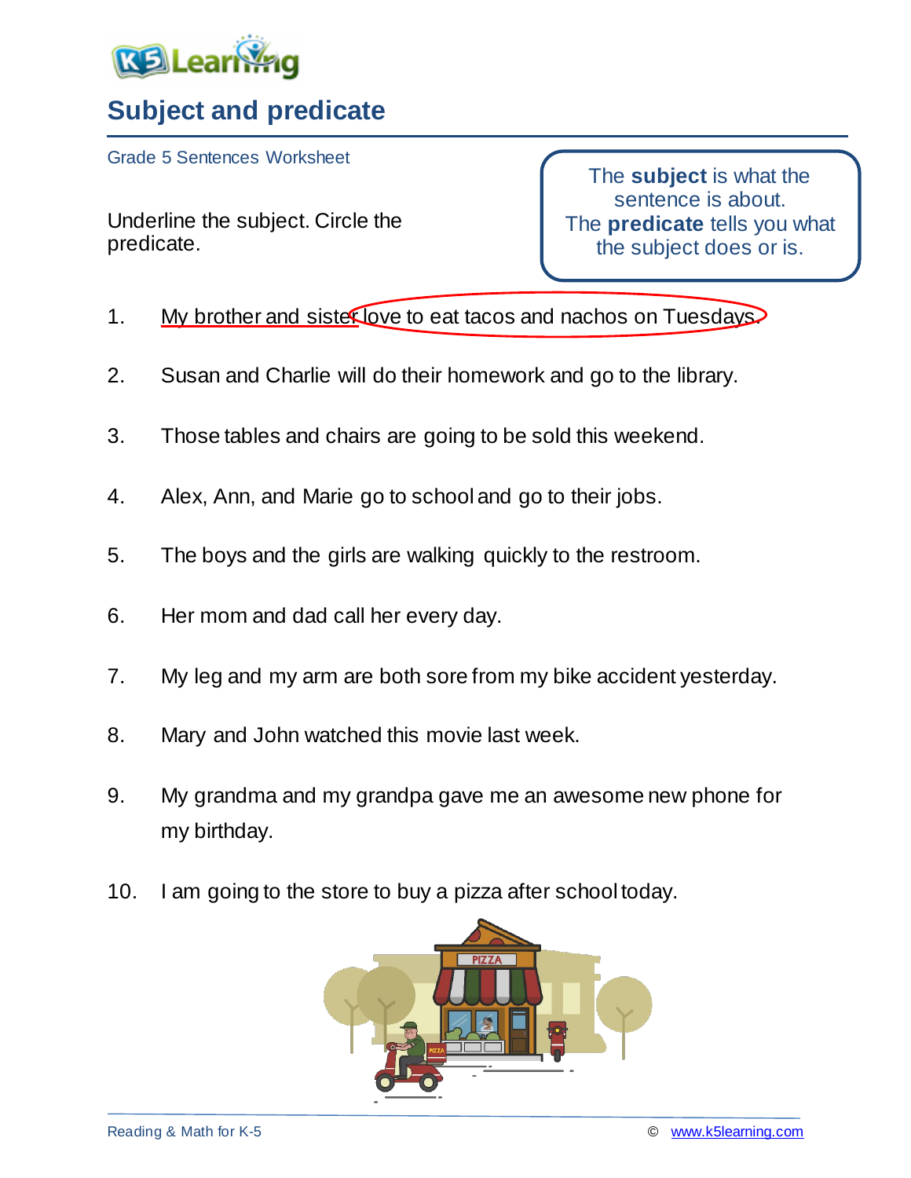# Subject and predicate

Grade 5 Sentences Worksheet

Underline the subject. Circle the predicate.

> The **subject** is what the sentence is about.
> The **predicate** tells you what the subject does or is.

1. My brother and sister love to eat tacos and nachos on Tuesdays.
2. Susan and Charlie will do their homework and go to the library.
3. Those tables and chairs are going to be sold this weekend.
4. Alex, Ann, and Marie go to school and go to their jobs.
5. The boys and the girls are walking quickly to the restroom.
6. Her mom and dad call her every day.
7. My leg and my arm are both sore from my bike accident yesterday.
8. Mary and John watched this movie last week.
9. My grandma and my grandpa gave me an awesome new phone for my birthday.
10. I am going to the store to buy a pizza after school today.

Reading & Math for K-5 © www.k5learning.com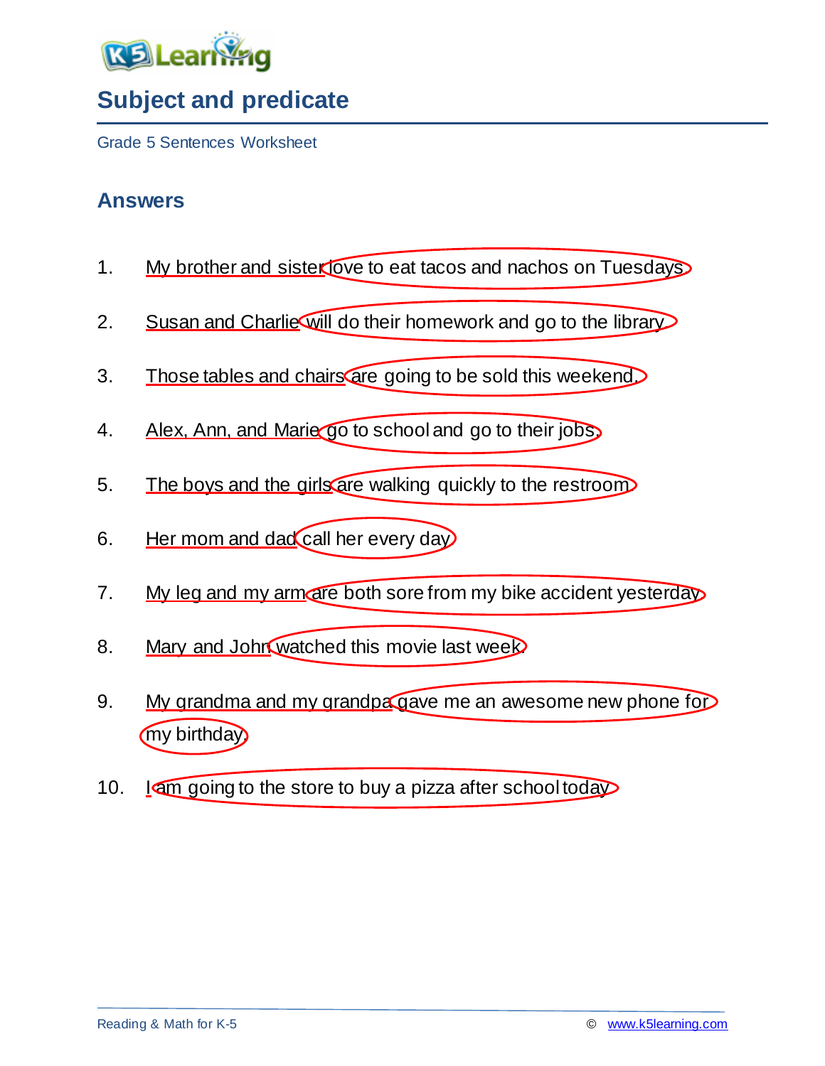# Subject and predicate

Grade 5 Sentences Worksheet

## Answers

1. My brother and sister love to eat tacos and nachos on Tuesdays.
2. Susan and Charlie will do their homework and go to the library.
3. Those tables and chairs are going to be sold this weekend.
4. Alex, Ann, and Marie go to school and go to their jobs.
5. The boys and the girls are walking quickly to the restroom.
6. Her mom and dad call her every day.
7. My leg and my arm are both sore from my bike accident yesterday.
8. Mary and John watched this movie last week.
9. My grandma and my grandpa gave me an awesome new phone for my birthday.
10. I am going to the store to buy a pizza after school today.